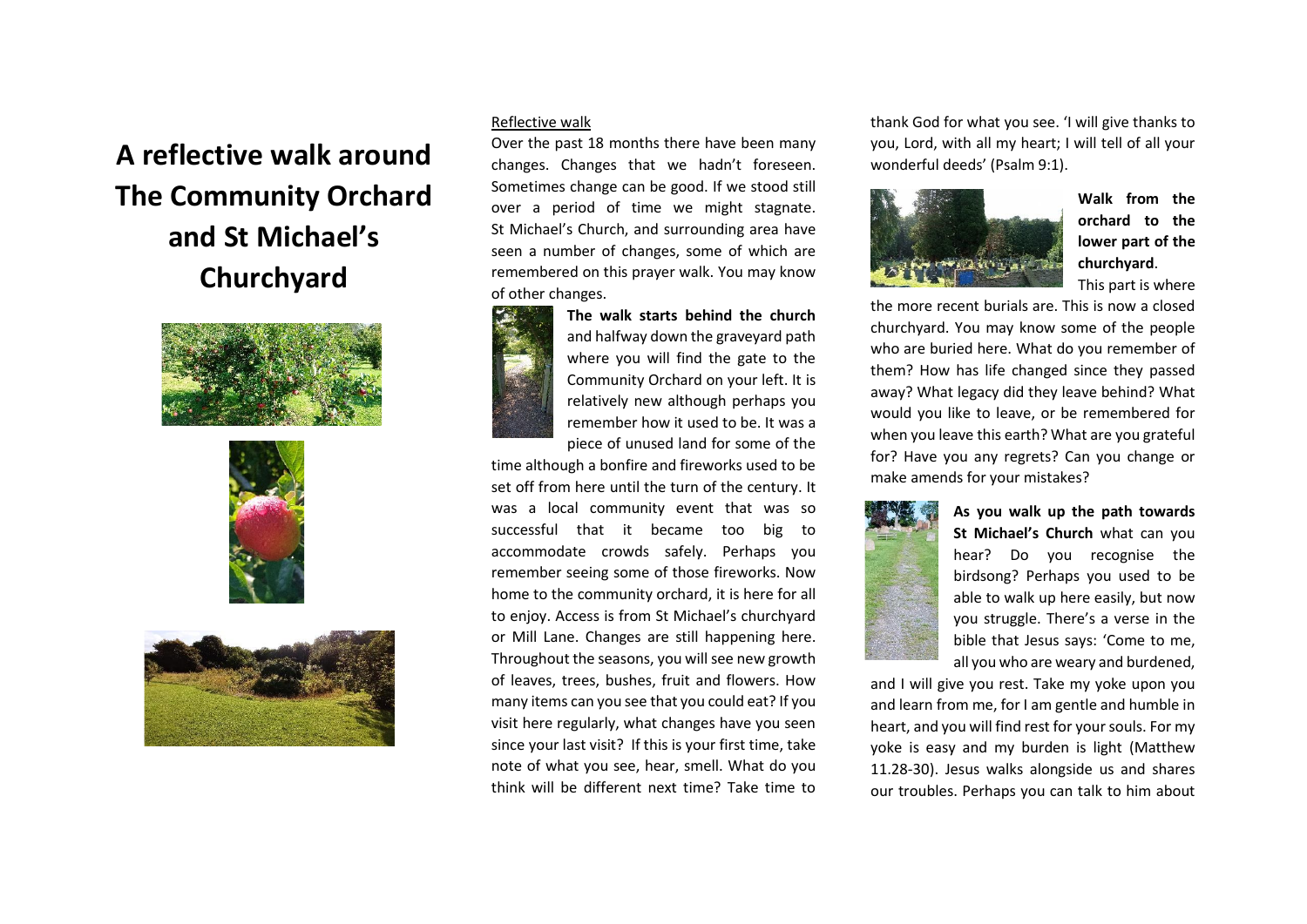# A reflective walk around The Community Orchard and St Michael's Churchyard

Reflective walk

Over the past 18 months there have been many changes. Changes that we hadn't foreseen. Sometimes change can be good. If we stood still over a period of time we might stagnate. St Michael's Church, and surrounding area have seen a number of changes, some of which are remembered on this prayer walk. You may know of other changes.

**The walk starts behind the church** and halfway down the graveyard path where you will find the gate to the Community Orchard on your left. It is relatively new although perhaps you remember how it used to be. It was a piece of unused land for some of the time although a bonfire and fireworks used to be set off from here until the turn of the century. It was a local community event that was so successful that it became too big to accommodate crowds safely. Perhaps you remember seeing some of those fireworks. Now home to the community orchard, it is here for all to enjoy. Access is from St Michael's churchyard or Mill Lane. Changes are still happening here. Throughout the seasons, you will see new growth of leaves, trees, bushes, fruit and flowers. How many items can you see that you could eat? If you visit here regularly, what changes have you seen since your last visit? If this is your first time, take note of what you see, hear, smell. What do you think will be different next time? Take time to thank God for what you see. 'I will give thanks to you, Lord, with all my heart; I will tell of all your wonderful deeds' (Psalm 9:1).

**Walk from the orchard to the lower part of the churchyard**. This part is where the more recent burials are. This is now a closed churchyard. You may know some of the people who are buried here. What do you remember of them? How has life changed since they passed away? What legacy did they leave behind? What would you like to leave, or be remembered for when you leave this earth? What are you grateful for? Have you any regrets? Can you change or make amends for your mistakes?

**As you walk up the path towards St Michael's Church** what can you hear? Do you recognise the birdsong? Perhaps you used to be able to walk up here easily, but now you struggle. There's a verse in the bible that Jesus says: 'Come to me, all you who are weary and burdened, and I will give you rest. Take my yoke upon you and learn from me, for I am gentle and humble in heart, and you will find rest for your souls. For my yoke is easy and my burden is light (Matthew 11.28-30). Jesus walks alongside us and shares our troubles. Perhaps you can talk to him about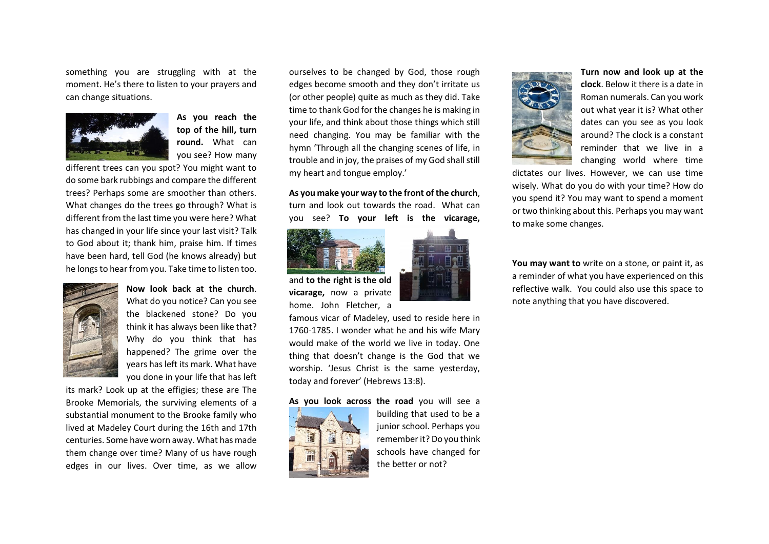something you are struggling with at the moment. He's there to listen to your prayers and can change situations.

**As you reach the top of the hill, turn round.** What can you see? How many different trees can you spot? You might want to do some bark rubbings and compare the different trees? Perhaps some are smoother than others. What changes do the trees go through? What is different from the last time you were here? What has changed in your life since your last visit? Talk to God about it; thank him, praise him. If times have been hard, tell God (he knows already) but he longs to hear from you. Take time to listen too.

**Now look back at the church**. What do you notice? Can you see the blackened stone? Do you think it has always been like that? Why do you think that has happened? The grime over the years has left its mark. What have you done in your life that has left its mark? Look up at the effigies; these are The Brooke Memorials, the surviving elements of a substantial monument to the Brooke family who lived at Madeley Court during the 16th and 17th centuries. Some have worn away. What has made them change over time? Many of us have rough edges in our lives. Over time, as we allow ourselves to be changed by God, those rough edges become smooth and they don't irritate us (or other people) quite as much as they did. Take time to thank God for the changes he is making in your life, and think about those things which still need changing. You may be familiar with the hymn 'Through all the changing scenes of life, in trouble and in joy, the praises of my God shall still my heart and tongue employ.'

**As you make your way to the front of the church**, turn and look out towards the road. What can you see? **To your left is the vicarage,** and **to the right is the old vicarage,** now a private home. John Fletcher, a famous vicar of Madeley, used to reside here in 1760-1785. I wonder what he and his wife Mary would make of the world we live in today. One thing that doesn't change is the God that we worship. 'Jesus Christ is the same yesterday, today and forever' (Hebrews 13:8).

**As you look across the road** you will see a building that used to be a junior school. Perhaps you remember it? Do you think schools have changed for the better or not?

**Turn now and look up at the clock**. Below it there is a date in Roman numerals. Can you work out what year it is? What other dates can you see as you look around? The clock is a constant reminder that we live in a changing world where time dictates our lives. However, we can use time wisely. What do you do with your time? How do you spend it? You may want to spend a moment or two thinking about this. Perhaps you may want to make some changes.

**You may want to** write on a stone, or paint it, as a reminder of what you have experienced on this reflective walk. You could also use this space to note anything that you have discovered.